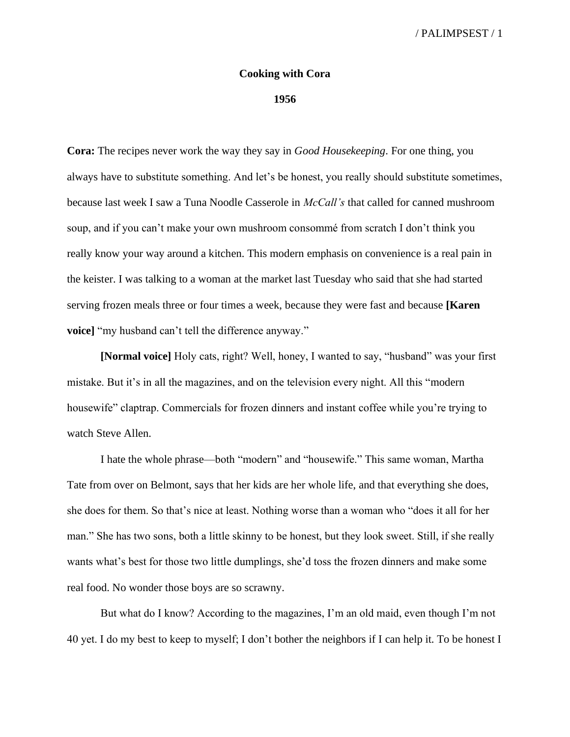**Cooking with Cora**

**1956**

**Cora:** The recipes never work the way they say in *Good Housekeeping*. For one thing, you always have to substitute something. And let's be honest, you really should substitute sometimes, because last week I saw a Tuna Noodle Casserole in *McCall's* that called for canned mushroom soup, and if you can't make your own mushroom consommé from scratch I don't think you really know your way around a kitchen. This modern emphasis on convenience is a real pain in the keister. I was talking to a woman at the market last Tuesday who said that she had started serving frozen meals three or four times a week, because they were fast and because **[Karen voice]** "my husband can't tell the difference anyway."

**[Normal voice]** Holy cats, right? Well, honey, I wanted to say, "husband" was your first mistake. But it's in all the magazines, and on the television every night. All this "modern housewife" claptrap. Commercials for frozen dinners and instant coffee while you're trying to watch Steve Allen.

I hate the whole phrase—both "modern" and "housewife." This same woman, Martha Tate from over on Belmont, says that her kids are her whole life, and that everything she does, she does for them. So that's nice at least. Nothing worse than a woman who "does it all for her man." She has two sons, both a little skinny to be honest, but they look sweet. Still, if she really wants what's best for those two little dumplings, she'd toss the frozen dinners and make some real food. No wonder those boys are so scrawny.

But what do I know? According to the magazines, I'm an old maid, even though I'm not 40 yet. I do my best to keep to myself; I don't bother the neighbors if I can help it. To be honest I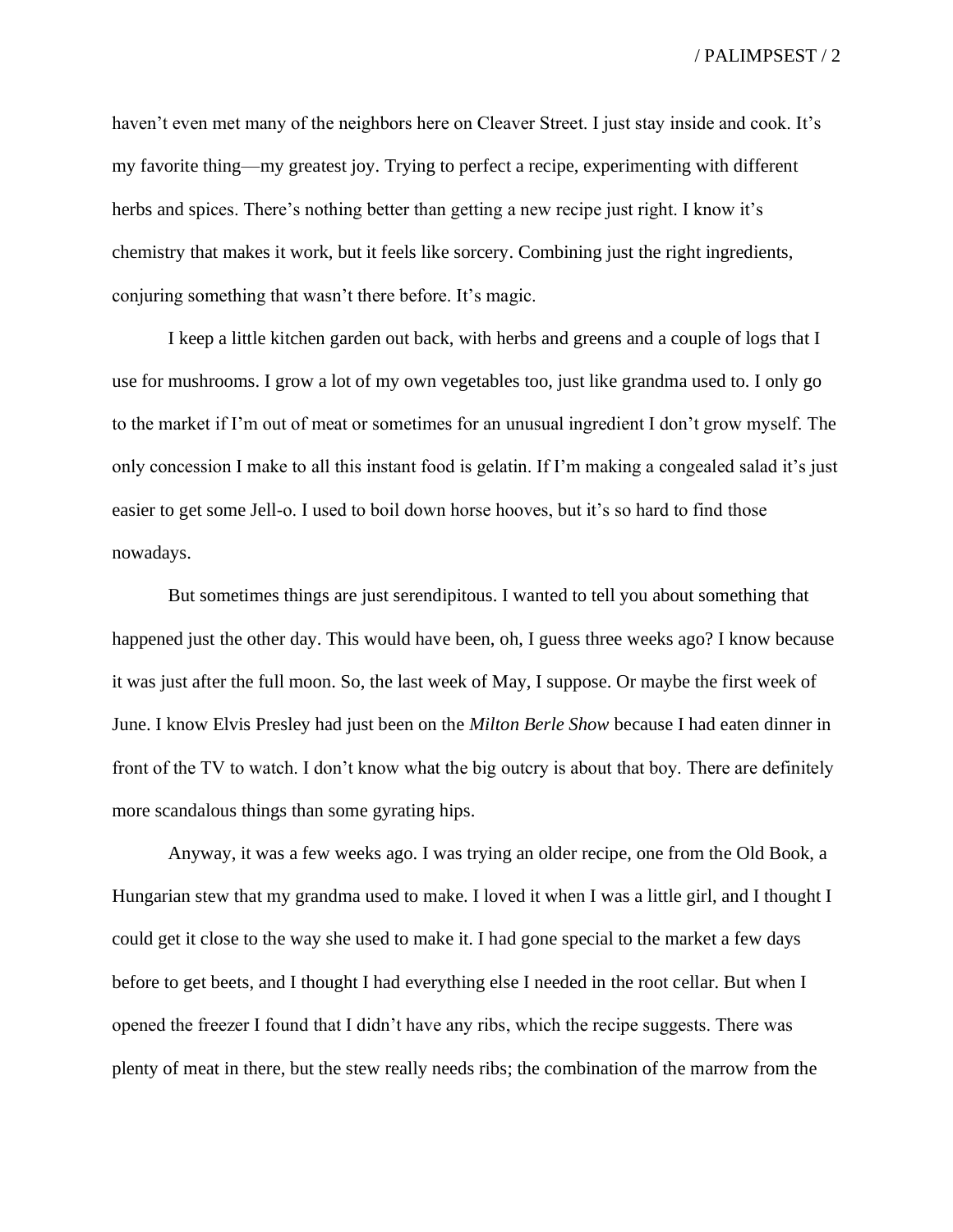haven't even met many of the neighbors here on Cleaver Street. I just stay inside and cook. It's my favorite thing—my greatest joy. Trying to perfect a recipe, experimenting with different herbs and spices. There's nothing better than getting a new recipe just right. I know it's chemistry that makes it work, but it feels like sorcery. Combining just the right ingredients, conjuring something that wasn't there before. It's magic.

I keep a little kitchen garden out back, with herbs and greens and a couple of logs that I use for mushrooms. I grow a lot of my own vegetables too, just like grandma used to. I only go to the market if I'm out of meat or sometimes for an unusual ingredient I don't grow myself. The only concession I make to all this instant food is gelatin. If I'm making a congealed salad it's just easier to get some Jell-o. I used to boil down horse hooves, but it's so hard to find those nowadays.

But sometimes things are just serendipitous. I wanted to tell you about something that happened just the other day. This would have been, oh, I guess three weeks ago? I know because it was just after the full moon. So, the last week of May, I suppose. Or maybe the first week of June. I know Elvis Presley had just been on the *Milton Berle Show* because I had eaten dinner in front of the TV to watch. I don't know what the big outcry is about that boy. There are definitely more scandalous things than some gyrating hips.

Anyway, it was a few weeks ago. I was trying an older recipe, one from the Old Book, a Hungarian stew that my grandma used to make. I loved it when I was a little girl, and I thought I could get it close to the way she used to make it. I had gone special to the market a few days before to get beets, and I thought I had everything else I needed in the root cellar. But when I opened the freezer I found that I didn't have any ribs, which the recipe suggests. There was plenty of meat in there, but the stew really needs ribs; the combination of the marrow from the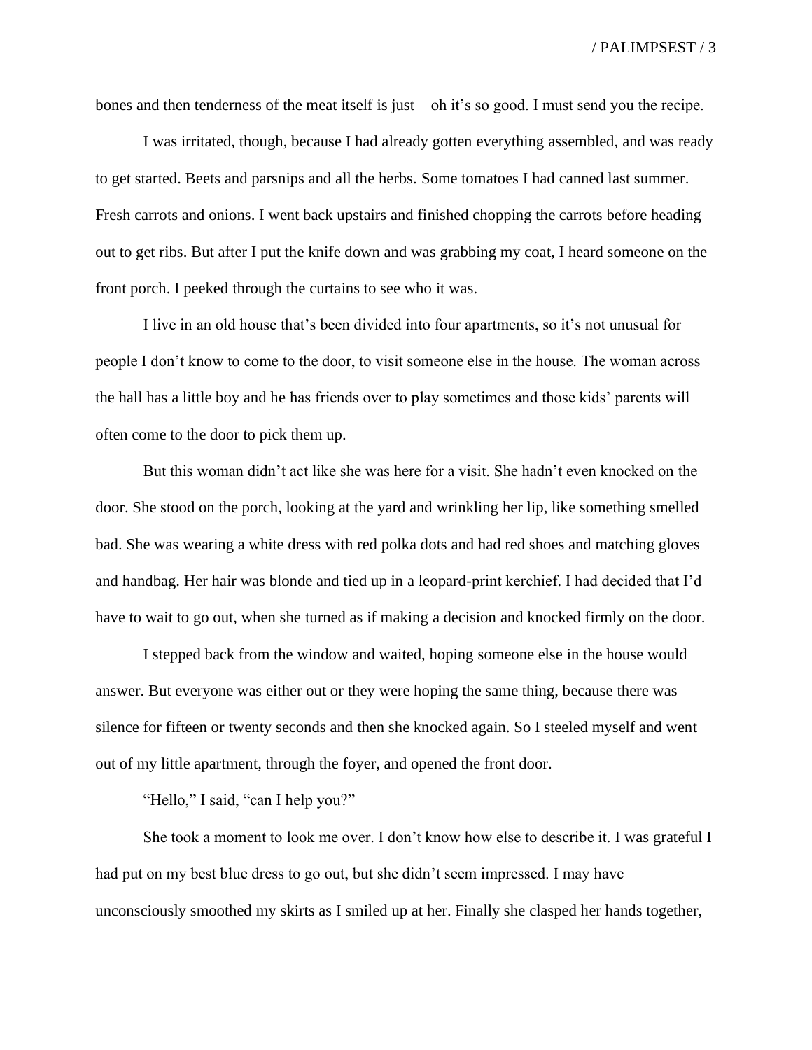bones and then tenderness of the meat itself is just—oh it's so good. I must send you the recipe.

I was irritated, though, because I had already gotten everything assembled, and was ready to get started. Beets and parsnips and all the herbs. Some tomatoes I had canned last summer. Fresh carrots and onions. I went back upstairs and finished chopping the carrots before heading out to get ribs. But after I put the knife down and was grabbing my coat, I heard someone on the front porch. I peeked through the curtains to see who it was.

I live in an old house that's been divided into four apartments, so it's not unusual for people I don't know to come to the door, to visit someone else in the house. The woman across the hall has a little boy and he has friends over to play sometimes and those kids' parents will often come to the door to pick them up.

But this woman didn't act like she was here for a visit. She hadn't even knocked on the door. She stood on the porch, looking at the yard and wrinkling her lip, like something smelled bad. She was wearing a white dress with red polka dots and had red shoes and matching gloves and handbag. Her hair was blonde and tied up in a leopard-print kerchief. I had decided that I'd have to wait to go out, when she turned as if making a decision and knocked firmly on the door.

I stepped back from the window and waited, hoping someone else in the house would answer. But everyone was either out or they were hoping the same thing, because there was silence for fifteen or twenty seconds and then she knocked again. So I steeled myself and went out of my little apartment, through the foyer, and opened the front door.

"Hello," I said, "can I help you?"

She took a moment to look me over. I don't know how else to describe it. I was grateful I had put on my best blue dress to go out, but she didn't seem impressed. I may have unconsciously smoothed my skirts as I smiled up at her. Finally she clasped her hands together,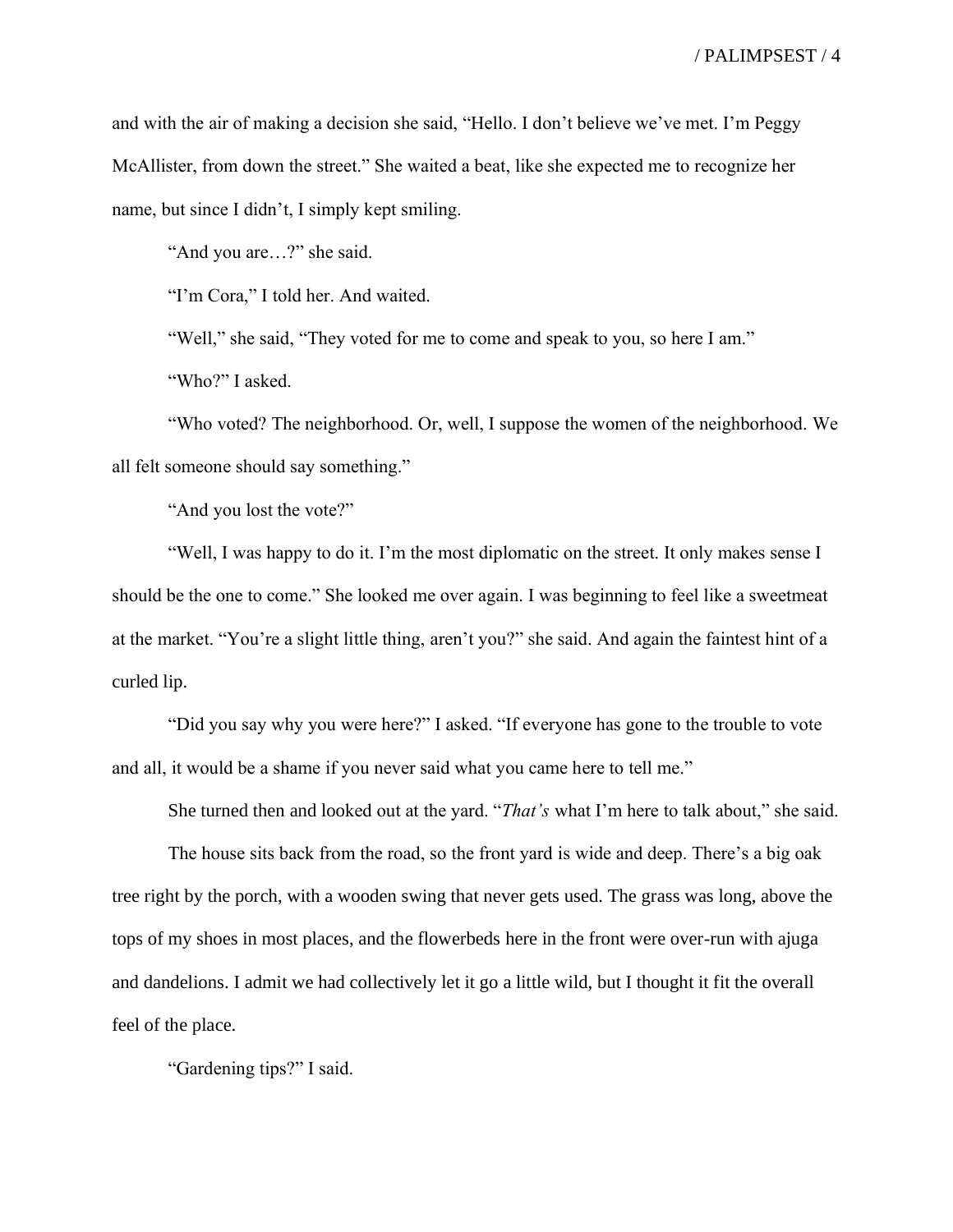and with the air of making a decision she said, "Hello. I don't believe we've met. I'm Peggy McAllister, from down the street." She waited a beat, like she expected me to recognize her name, but since I didn't, I simply kept smiling.

"And you are…?" she said.

"I'm Cora," I told her. And waited.

"Well," she said, "They voted for me to come and speak to you, so here I am."

"Who?" I asked.

"Who voted? The neighborhood. Or, well, I suppose the women of the neighborhood. We all felt someone should say something."

"And you lost the vote?"

"Well, I was happy to do it. I'm the most diplomatic on the street. It only makes sense I should be the one to come." She looked me over again. I was beginning to feel like a sweetmeat at the market. "You're a slight little thing, aren't you?" she said. And again the faintest hint of a curled lip.

"Did you say why you were here?" I asked. "If everyone has gone to the trouble to vote and all, it would be a shame if you never said what you came here to tell me."

She turned then and looked out at the yard. "*That's* what I'm here to talk about," she said.

The house sits back from the road, so the front yard is wide and deep. There's a big oak tree right by the porch, with a wooden swing that never gets used. The grass was long, above the tops of my shoes in most places, and the flowerbeds here in the front were over-run with ajuga and dandelions. I admit we had collectively let it go a little wild, but I thought it fit the overall feel of the place.

"Gardening tips?" I said.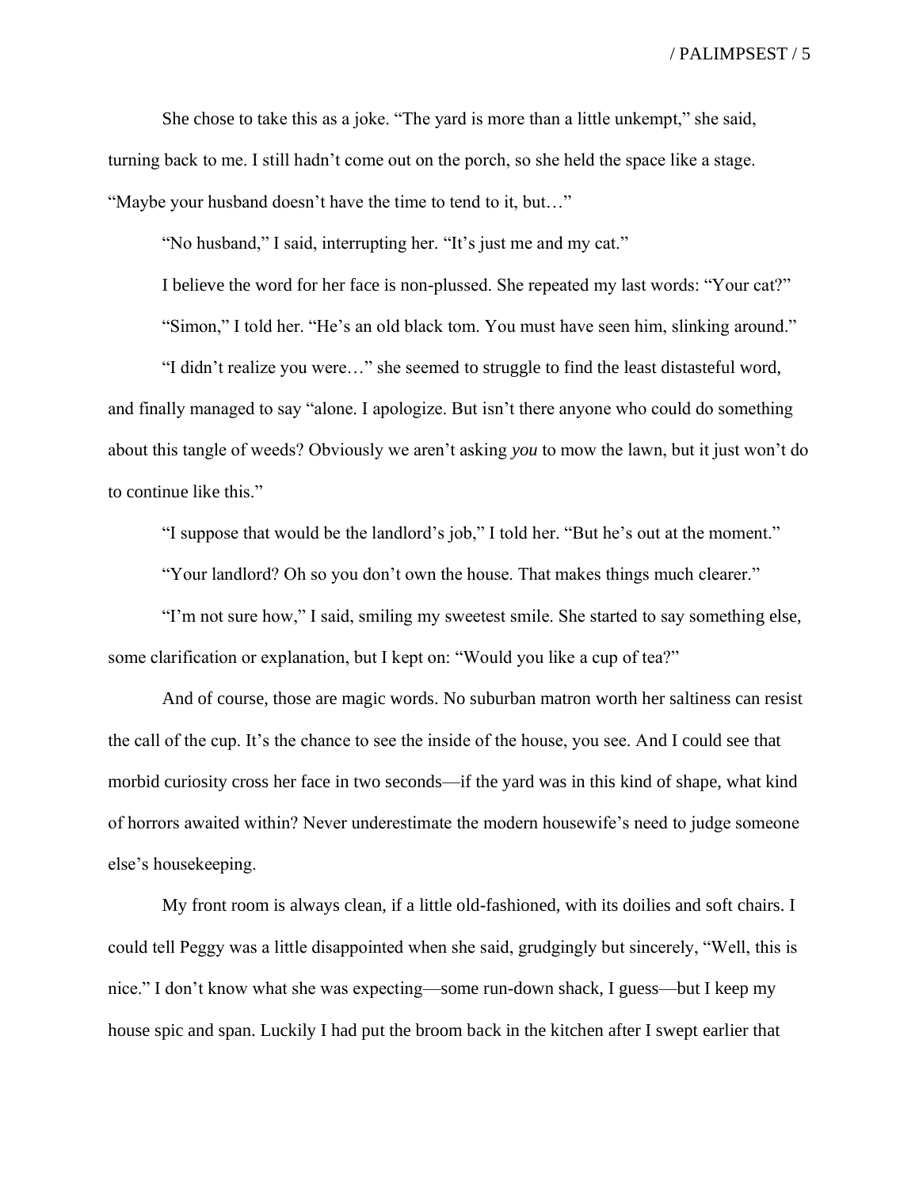She chose to take this as a joke. "The yard is more than a little unkempt," she said, turning back to me. I still hadn't come out on the porch, so she held the space like a stage. "Maybe your husband doesn't have the time to tend to it, but…"

"No husband," I said, interrupting her. "It's just me and my cat."

I believe the word for her face is non-plussed. She repeated my last words: "Your cat?"

"Simon," I told her. "He's an old black tom. You must have seen him, slinking around."

"I didn't realize you were…" she seemed to struggle to find the least distasteful word, and finally managed to say "alone. I apologize. But isn't there anyone who could do something about this tangle of weeds? Obviously we aren't asking *you* to mow the lawn, but it just won't do to continue like this."

"I suppose that would be the landlord's job," I told her. "But he's out at the moment."

"Your landlord? Oh so you don't own the house. That makes things much clearer."

"I'm not sure how," I said, smiling my sweetest smile. She started to say something else, some clarification or explanation, but I kept on: "Would you like a cup of tea?"

And of course, those are magic words. No suburban matron worth her saltiness can resist the call of the cup. It's the chance to see the inside of the house, you see. And I could see that morbid curiosity cross her face in two seconds—if the yard was in this kind of shape, what kind of horrors awaited within? Never underestimate the modern housewife's need to judge someone else's housekeeping.

My front room is always clean, if a little old-fashioned, with its doilies and soft chairs. I could tell Peggy was a little disappointed when she said, grudgingly but sincerely, "Well, this is nice." I don't know what she was expecting—some run-down shack, I guess—but I keep my house spic and span. Luckily I had put the broom back in the kitchen after I swept earlier that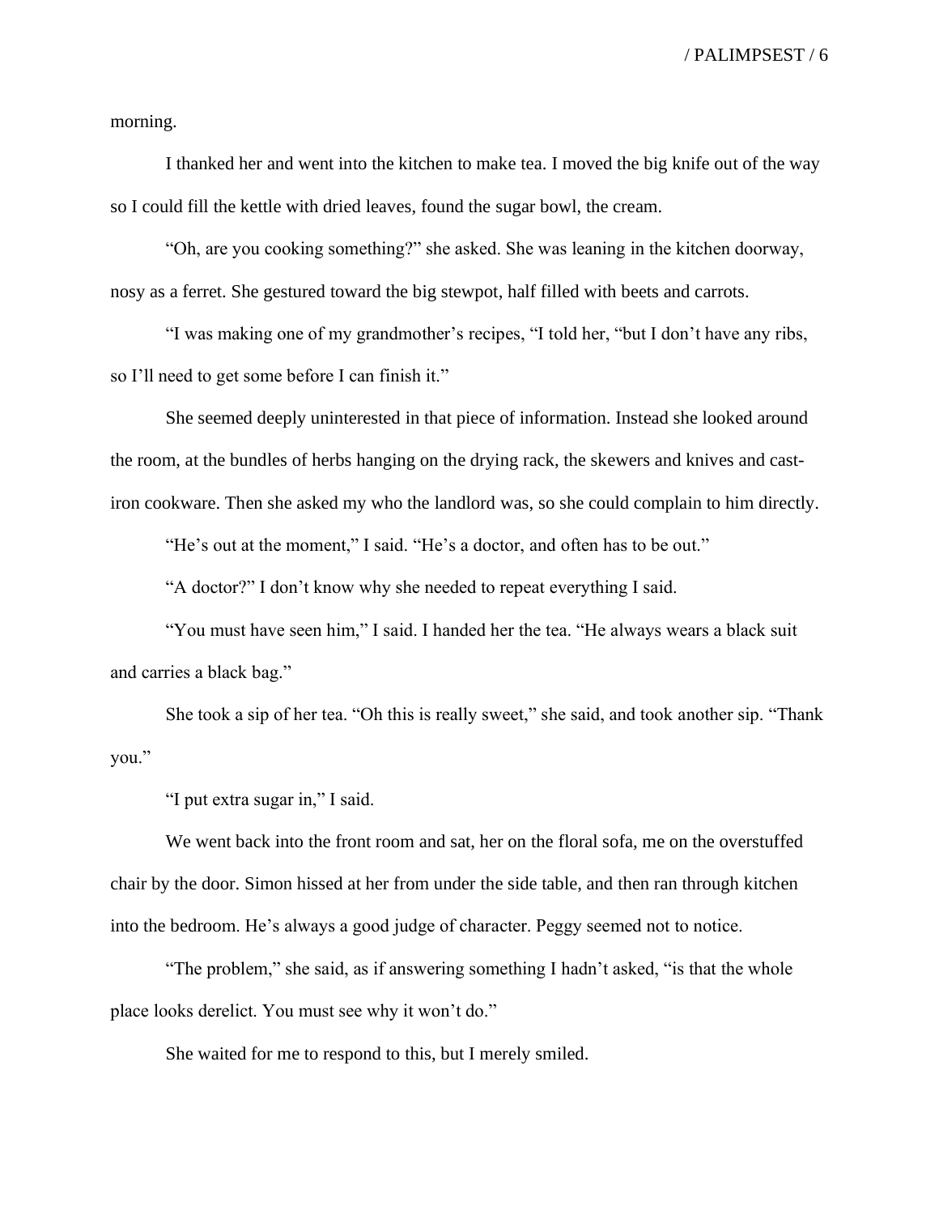morning.

I thanked her and went into the kitchen to make tea. I moved the big knife out of the way so I could fill the kettle with dried leaves, found the sugar bowl, the cream.

"Oh, are you cooking something?" she asked. She was leaning in the kitchen doorway, nosy as a ferret. She gestured toward the big stewpot, half filled with beets and carrots.

"I was making one of my grandmother's recipes, "I told her, "but I don't have any ribs, so I'll need to get some before I can finish it."

She seemed deeply uninterested in that piece of information. Instead she looked around the room, at the bundles of herbs hanging on the drying rack, the skewers and knives and cast-iron cookware. Then she asked my who the landlord was, so she could complain to him directly.

"He's out at the moment," I said. "He's a doctor, and often has to be out."

"A doctor?" I don't know why she needed to repeat everything I said.

"You must have seen him," I said. I handed her the tea. "He always wears a black suit and carries a black bag."

She took a sip of her tea. "Oh this is really sweet," she said, and took another sip. "Thank you."

"I put extra sugar in," I said.

We went back into the front room and sat, her on the floral sofa, me on the overstuffed chair by the door. Simon hissed at her from under the side table, and then ran through kitchen into the bedroom. He's always a good judge of character. Peggy seemed not to notice.

"The problem," she said, as if answering something I hadn't asked, "is that the whole place looks derelict. You must see why it won't do."

She waited for me to respond to this, but I merely smiled.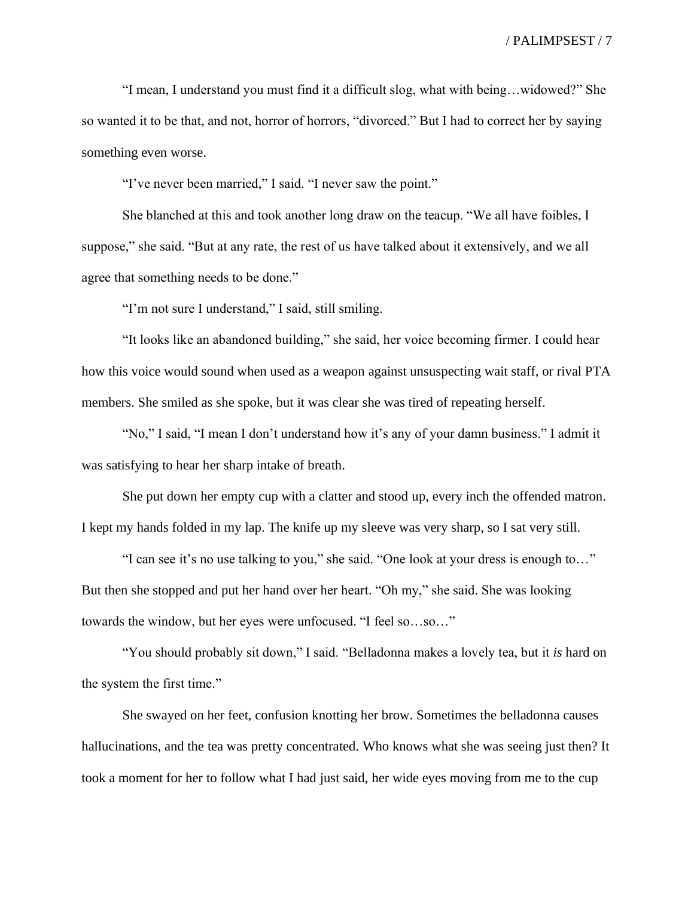"I mean, I understand you must find it a difficult slog, what with being…widowed?" She so wanted it to be that, and not, horror of horrors, "divorced." But I had to correct her by saying something even worse.

"I've never been married," I said. "I never saw the point."

She blanched at this and took another long draw on the teacup. "We all have foibles, I suppose," she said. "But at any rate, the rest of us have talked about it extensively, and we all agree that something needs to be done."

"I'm not sure I understand," I said, still smiling.

"It looks like an abandoned building," she said, her voice becoming firmer. I could hear how this voice would sound when used as a weapon against unsuspecting wait staff, or rival PTA members. She smiled as she spoke, but it was clear she was tired of repeating herself.

"No," I said, "I mean I don't understand how it's any of your damn business." I admit it was satisfying to hear her sharp intake of breath.

She put down her empty cup with a clatter and stood up, every inch the offended matron. I kept my hands folded in my lap. The knife up my sleeve was very sharp, so I sat very still.

"I can see it's no use talking to you," she said. "One look at your dress is enough to…" But then she stopped and put her hand over her heart. "Oh my," she said. She was looking towards the window, but her eyes were unfocused. "I feel so…so…"

"You should probably sit down," I said. "Belladonna makes a lovely tea, but it *is* hard on the system the first time."

She swayed on her feet, confusion knotting her brow. Sometimes the belladonna causes hallucinations, and the tea was pretty concentrated. Who knows what she was seeing just then? It took a moment for her to follow what I had just said, her wide eyes moving from me to the cup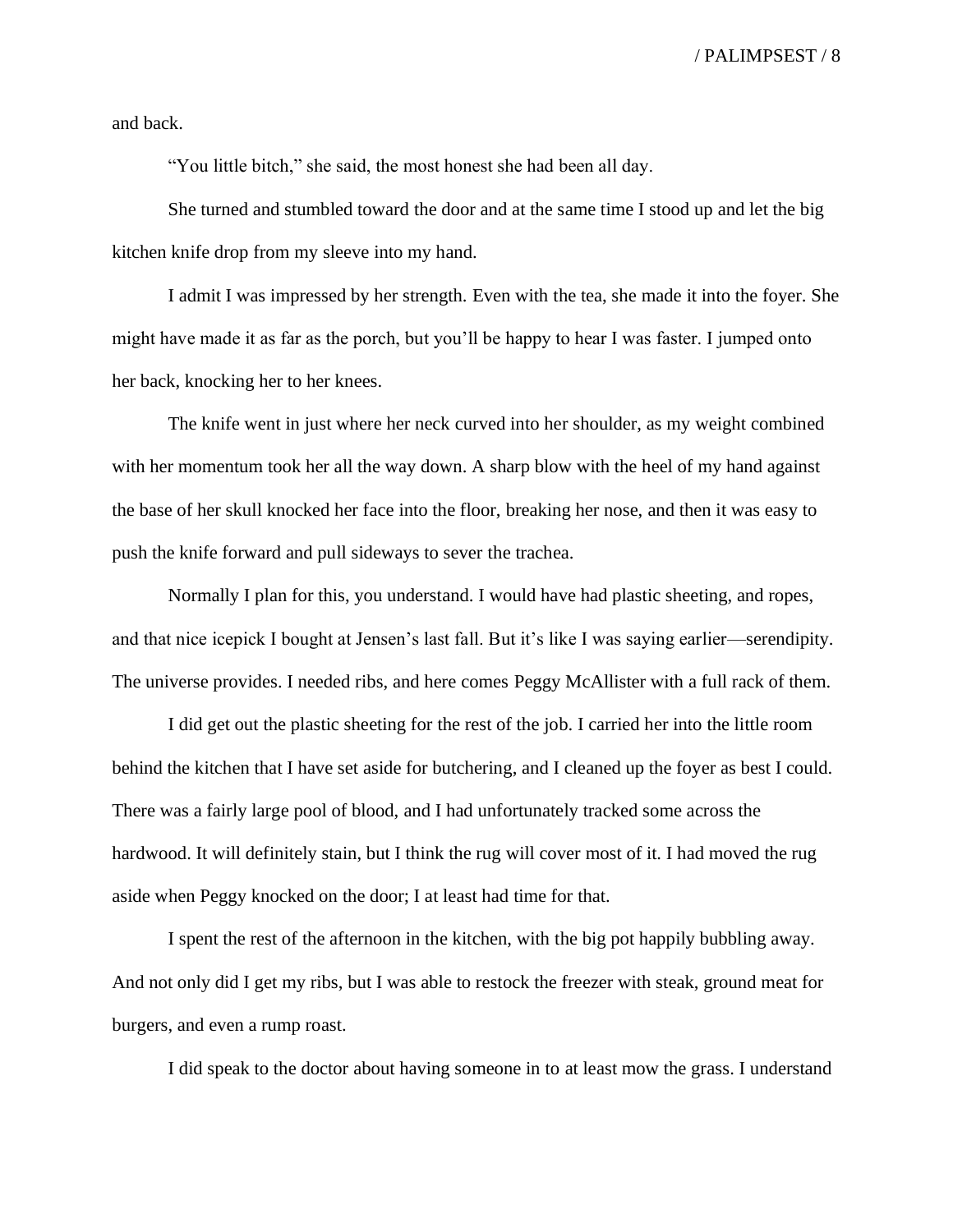and back.

"You little bitch," she said, the most honest she had been all day.

She turned and stumbled toward the door and at the same time I stood up and let the big kitchen knife drop from my sleeve into my hand.

I admit I was impressed by her strength. Even with the tea, she made it into the foyer. She might have made it as far as the porch, but you'll be happy to hear I was faster. I jumped onto her back, knocking her to her knees.

The knife went in just where her neck curved into her shoulder, as my weight combined with her momentum took her all the way down. A sharp blow with the heel of my hand against the base of her skull knocked her face into the floor, breaking her nose, and then it was easy to push the knife forward and pull sideways to sever the trachea.

Normally I plan for this, you understand. I would have had plastic sheeting, and ropes, and that nice icepick I bought at Jensen's last fall. But it's like I was saying earlier—serendipity. The universe provides. I needed ribs, and here comes Peggy McAllister with a full rack of them.

I did get out the plastic sheeting for the rest of the job. I carried her into the little room behind the kitchen that I have set aside for butchering, and I cleaned up the foyer as best I could. There was a fairly large pool of blood, and I had unfortunately tracked some across the hardwood. It will definitely stain, but I think the rug will cover most of it. I had moved the rug aside when Peggy knocked on the door; I at least had time for that.

I spent the rest of the afternoon in the kitchen, with the big pot happily bubbling away. And not only did I get my ribs, but I was able to restock the freezer with steak, ground meat for burgers, and even a rump roast.

I did speak to the doctor about having someone in to at least mow the grass. I understand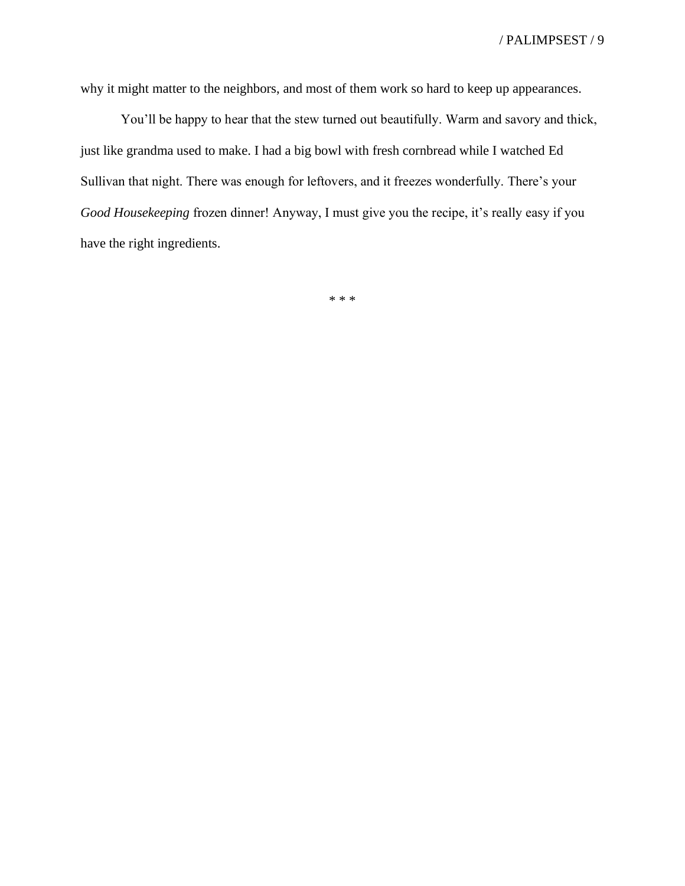why it might matter to the neighbors, and most of them work so hard to keep up appearances.

You’ll be happy to hear that the stew turned out beautifully. Warm and savory and thick, just like grandma used to make. I had a big bowl with fresh cornbread while I watched Ed Sullivan that night. There was enough for leftovers, and it freezes wonderfully. There’s your *Good Housekeeping* frozen dinner! Anyway, I must give you the recipe, it’s really easy if you have the right ingredients.

\* \* \*